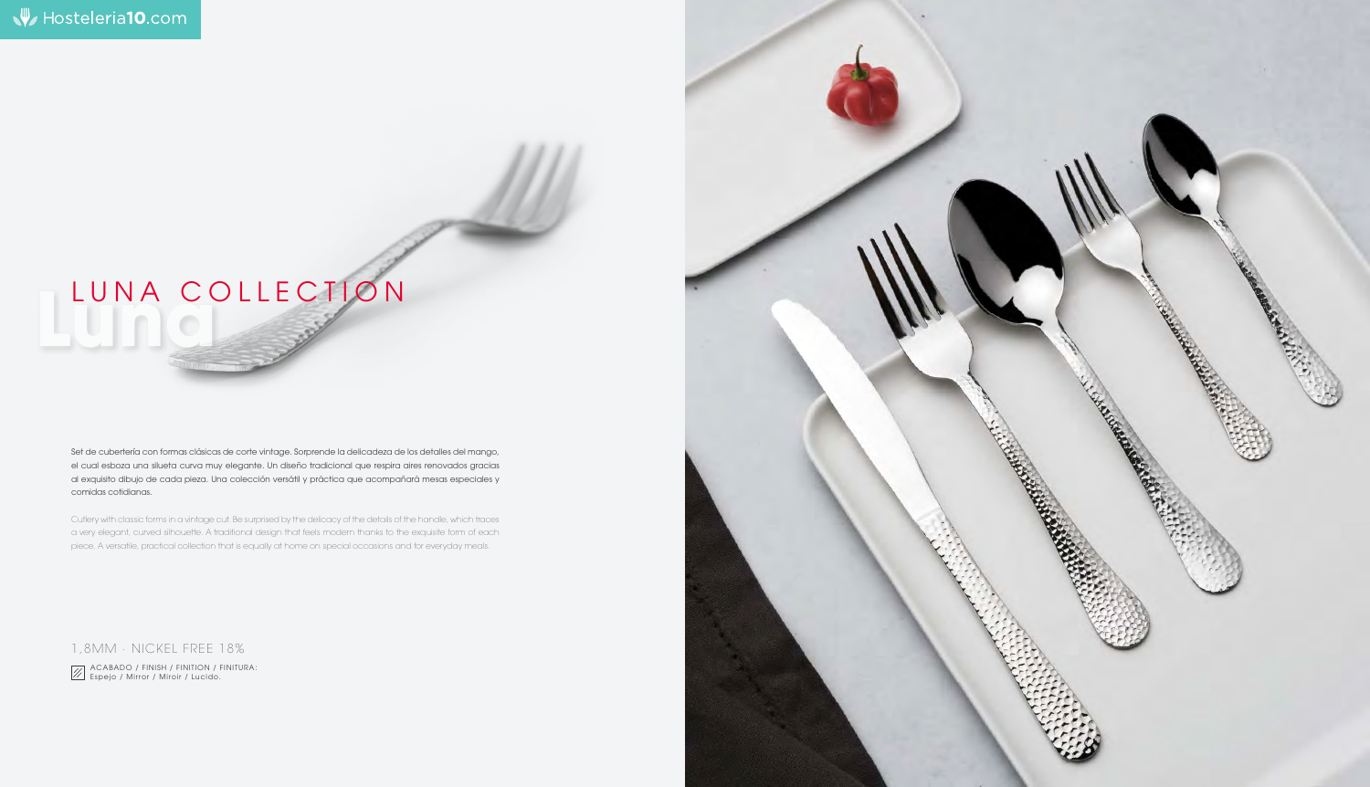# LUNA COLLECTION

Luna

Set de cubertería con formas clásicas de corte vintage. Sorprende la delicadeza de los detalles del mango, el cual esboza una silueta curva muy elegante. Un diseño tradicional que respira aires renovados gracias al exquisito dibujo de cada pieza. Una colección versátil y práctica que acompañará mesas especiales y comidas cotidianas.

Cutlery with classic forms in a vintage cut. Be surprised by the delicacy of the details of the handle, which traces a very elegant, curved silhouette. A traditional design that feels modern thanks to the exquisite form of each piece. A versatile, practical collection that is equally at home on special occasions and for everyday meals.

1,8MM · NICKEL FREE 18%

ACABADO / FINISH / FINITION / FINITURA:
Espejo / Mirror / Miroir / Lucido.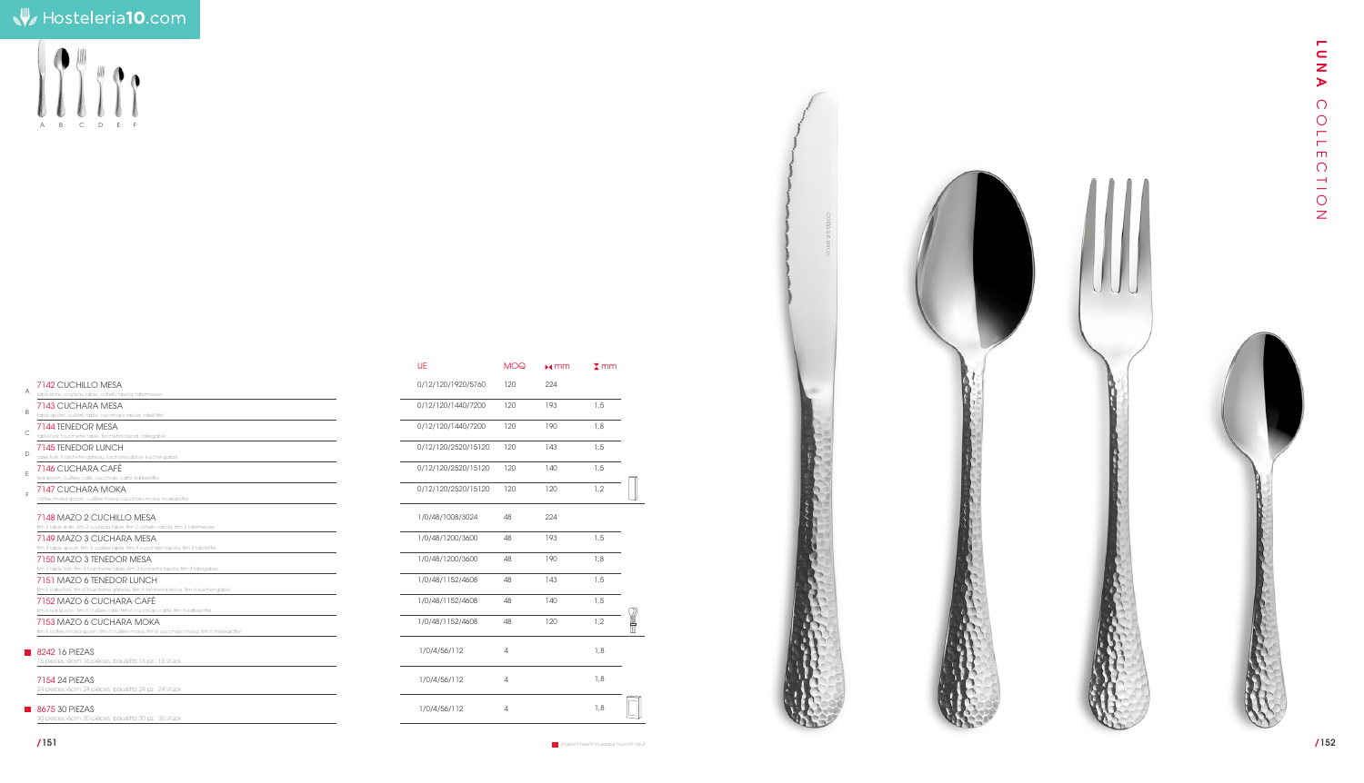# LUNA COLLECTION

| | | UE | MOQ | mm | mm |
|---|---|---|---|---|---|
| A | **7142** CUCHILLO MESA<br>table knife, couteau table, coltello tavola, tafelmesser | 0/12/120/1920/5760 | 120 | 224 | |
| B | **7143** CUCHARA MESA<br>table spoon, cuillère table, cucchiaio tavola, tafellöffel | 0/12/120/1440/7200 | 120 | 193 | 1,5 |
| C | **7144** TENEDOR MESA<br>table fork, fourchette table, forchetta tavola, tafelgabel | 0/12/120/1440/7200 | 120 | 190 | 1,8 |
| D | **7145** TENEDOR LUNCH<br>cake fork, fourchette gâteau, forchetta dolce, kuchengabel | 0/12/120/2520/15120 | 120 | 143 | 1,5 |
| E | **7146** CUCHARA CAFÉ<br>tea spoon, cuillère café, cucchiaio caffè, kaffeelöffel | 0/12/120/2520/15120 | 120 | 140 | 1,5 |
| F | **7147** CUCHARA MOKA<br>coffee/moka spoon, cuillère moka, cucchiaio moka, mokkalöffel | 0/12/120/2520/15120 | 120 | 120 | 1,2 |
| | **7148** MAZO 2 CUCHILLO MESA<br>film 2 table knife, film 2 couteau table, film 2 coltello tavola, film 2 tafelmesser | 1/0/48/1008/3024 | 48 | 224 | |
| | **7149** MAZO 3 CUCHARA MESA<br>film 3 table spoon, film 3 cuillère table, film 3 cucchiaio tavola, film 3 tafellöffel | 1/0/48/1200/3600 | 48 | 193 | 1,5 |
| | **7150** MAZO 3 TENEDOR MESA<br>film 3 table fork, film 3 fourchette table, film 3 forchetta tavola, film 3 tafelgabel | 1/0/48/1200/3600 | 48 | 190 | 1,8 |
| | **7151** MAZO 6 TENEDOR LUNCH<br>film 6 cake fork, film 6 fourchette gâteau, film 6 forchetta dolce, film 6 kuchengabel | 1/0/48/1152/4608 | 48 | 143 | 1,5 |
| | **7152** MAZO 6 CUCHARA CAFÉ<br>film 6 tea spoon, film 6 cuillère café, film 6 cucchiaio caffè, film 6 kaffeelöffel | 1/0/48/1152/4608 | 48 | 140 | 1,5 |
| | **7153** MAZO 6 CUCHARA MOKA<br>film 6 coffee/moka spoon, film 6 cuillère moka, film 6 cucchiaio moka, film 6 mokkalöffel | 1/0/48/1152/4608 | 48 | 120 | 1,2 |
| ■ | **8242** 16 PIEZAS<br>16 pieces, écrin 16 pièces, bauletto 16 pz., 16 stück | 1/0/4/56/112 | 4 | | 1,8 |
| | **7154** 24 PIEZAS<br>24 pieces, écrin 24 pièces, bauletto 24 pz., 24 stück | 1/0/4/56/112 | 4 | | 1,8 |
| ■ | **8675** 30 PIEZAS<br>30 pieces, écrin 30 pièces, bauletto 30 pz., 30 stück | 1/0/4/56/112 | 4 | | 1,8 |

■ nuevo/new/nouveau/nuovo/neu